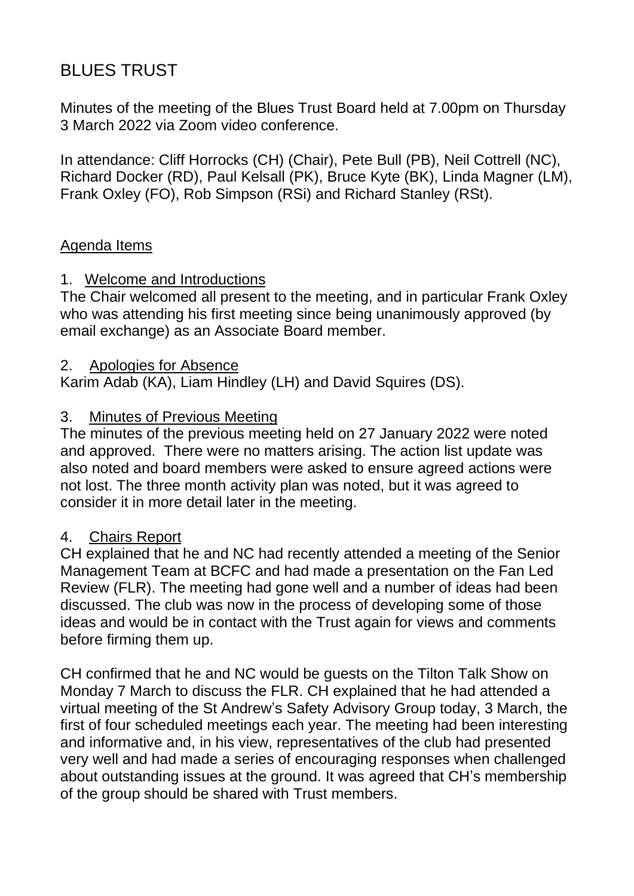# BLUES TRUST

Minutes of the meeting of the Blues Trust Board held at 7.00pm on Thursday 3 March 2022 via Zoom video conference.

In attendance: Cliff Horrocks (CH) (Chair), Pete Bull (PB), Neil Cottrell (NC), Richard Docker (RD), Paul Kelsall (PK), Bruce Kyte (BK), Linda Magner (LM), Frank Oxley (FO), Rob Simpson (RSi) and Richard Stanley (RSt).

## Agenda Items

### 1. Welcome and Introductions

The Chair welcomed all present to the meeting, and in particular Frank Oxley who was attending his first meeting since being unanimously approved (by email exchange) as an Associate Board member.

### 2. Apologies for Absence

Karim Adab (KA), Liam Hindley (LH) and David Squires (DS).

### 3. Minutes of Previous Meeting

The minutes of the previous meeting held on 27 January 2022 were noted and approved. There were no matters arising. The action list update was also noted and board members were asked to ensure agreed actions were not lost. The three month activity plan was noted, but it was agreed to consider it in more detail later in the meeting.

### 4. Chairs Report

CH explained that he and NC had recently attended a meeting of the Senior Management Team at BCFC and had made a presentation on the Fan Led Review (FLR). The meeting had gone well and a number of ideas had been discussed. The club was now in the process of developing some of those ideas and would be in contact with the Trust again for views and comments before firming them up.

CH confirmed that he and NC would be guests on the Tilton Talk Show on Monday 7 March to discuss the FLR. CH explained that he had attended a virtual meeting of the St Andrew's Safety Advisory Group today, 3 March, the first of four scheduled meetings each year. The meeting had been interesting and informative and, in his view, representatives of the club had presented very well and had made a series of encouraging responses when challenged about outstanding issues at the ground. It was agreed that CH's membership of the group should be shared with Trust members.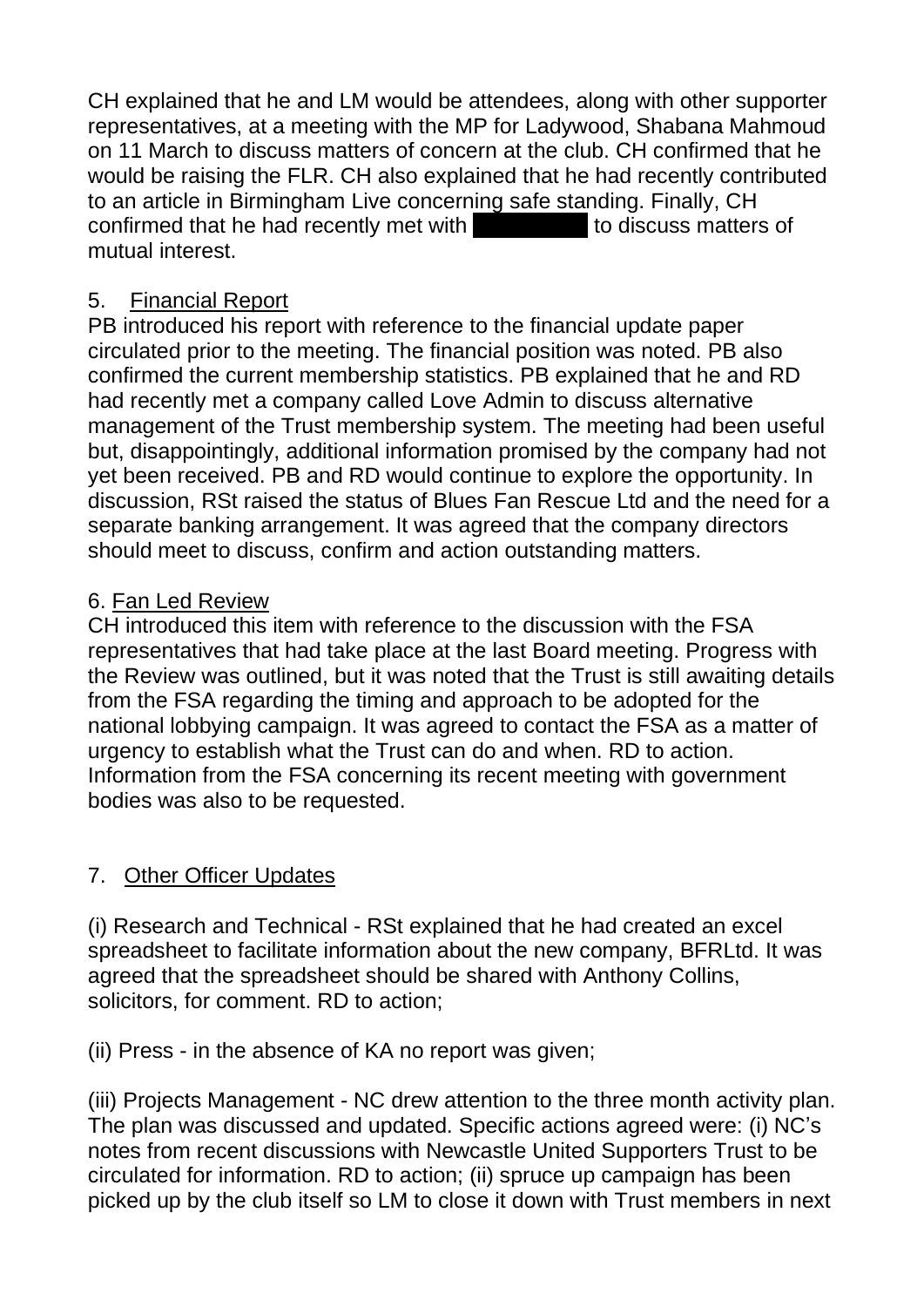CH explained that he and LM would be attendees, along with other supporter representatives, at a meeting with the MP for Ladywood, Shabana Mahmoud on 11 March to discuss matters of concern at the club. CH confirmed that he would be raising the FLR. CH also explained that he had recently contributed to an article in Birmingham Live concerning safe standing. Finally, CH confirmed that he had recently met with [REDACTED] to discuss matters of mutual interest.

5. Financial Report

PB introduced his report with reference to the financial update paper circulated prior to the meeting. The financial position was noted. PB also confirmed the current membership statistics. PB explained that he and RD had recently met a company called Love Admin to discuss alternative management of the Trust membership system. The meeting had been useful but, disappointingly, additional information promised by the company had not yet been received. PB and RD would continue to explore the opportunity. In discussion, RSt raised the status of Blues Fan Rescue Ltd and the need for a separate banking arrangement. It was agreed that the company directors should meet to discuss, confirm and action outstanding matters.

6. Fan Led Review

CH introduced this item with reference to the discussion with the FSA representatives that had take place at the last Board meeting. Progress with the Review was outlined, but it was noted that the Trust is still awaiting details from the FSA regarding the timing and approach to be adopted for the national lobbying campaign. It was agreed to contact the FSA as a matter of urgency to establish what the Trust can do and when. RD to action. Information from the FSA concerning its recent meeting with government bodies was also to be requested.

7. Other Officer Updates

(i) Research and Technical - RSt explained that he had created an excel spreadsheet to facilitate information about the new company, BFRLtd. It was agreed that the spreadsheet should be shared with Anthony Collins, solicitors, for comment. RD to action;

(ii) Press - in the absence of KA no report was given;

(iii) Projects Management - NC drew attention to the three month activity plan. The plan was discussed and updated. Specific actions agreed were: (i) NC's notes from recent discussions with Newcastle United Supporters Trust to be circulated for information. RD to action; (ii) spruce up campaign has been picked up by the club itself so LM to close it down with Trust members in next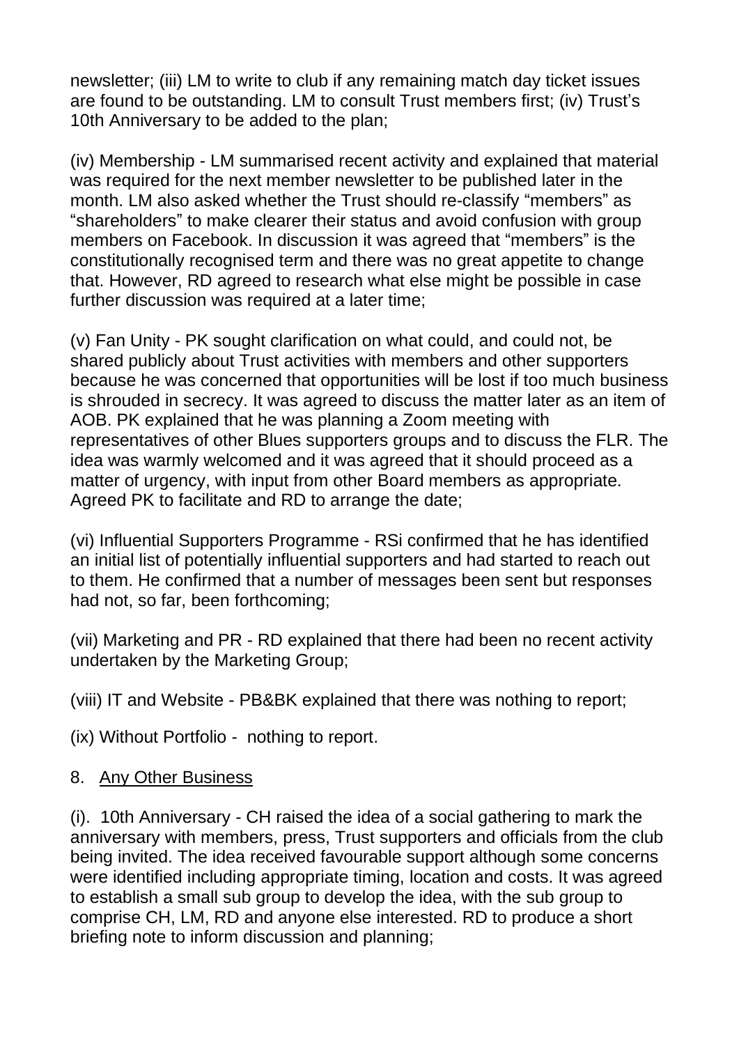newsletter; (iii) LM to write to club if any remaining match day ticket issues are found to be outstanding. LM to consult Trust members first; (iv) Trust's 10th Anniversary to be added to the plan;

(iv) Membership - LM summarised recent activity and explained that material was required for the next member newsletter to be published later in the month. LM also asked whether the Trust should re-classify "members" as "shareholders" to make clearer their status and avoid confusion with group members on Facebook. In discussion it was agreed that "members" is the constitutionally recognised term and there was no great appetite to change that. However, RD agreed to research what else might be possible in case further discussion was required at a later time;

(v) Fan Unity - PK sought clarification on what could, and could not, be shared publicly about Trust activities with members and other supporters because he was concerned that opportunities will be lost if too much business is shrouded in secrecy. It was agreed to discuss the matter later as an item of AOB. PK explained that he was planning a Zoom meeting with representatives of other Blues supporters groups and to discuss the FLR. The idea was warmly welcomed and it was agreed that it should proceed as a matter of urgency, with input from other Board members as appropriate. Agreed PK to facilitate and RD to arrange the date;

(vi) Influential Supporters Programme - RSi confirmed that he has identified an initial list of potentially influential supporters and had started to reach out to them. He confirmed that a number of messages been sent but responses had not, so far, been forthcoming;

(vii) Marketing and PR - RD explained that there had been no recent activity undertaken by the Marketing Group;

(viii) IT and Website - PB&BK explained that there was nothing to report;

(ix) Without Portfolio - nothing to report.

8. <u>Any Other Business</u>

(i). 10th Anniversary - CH raised the idea of a social gathering to mark the anniversary with members, press, Trust supporters and officials from the club being invited. The idea received favourable support although some concerns were identified including appropriate timing, location and costs. It was agreed to establish a small sub group to develop the idea, with the sub group to comprise CH, LM, RD and anyone else interested. RD to produce a short briefing note to inform discussion and planning;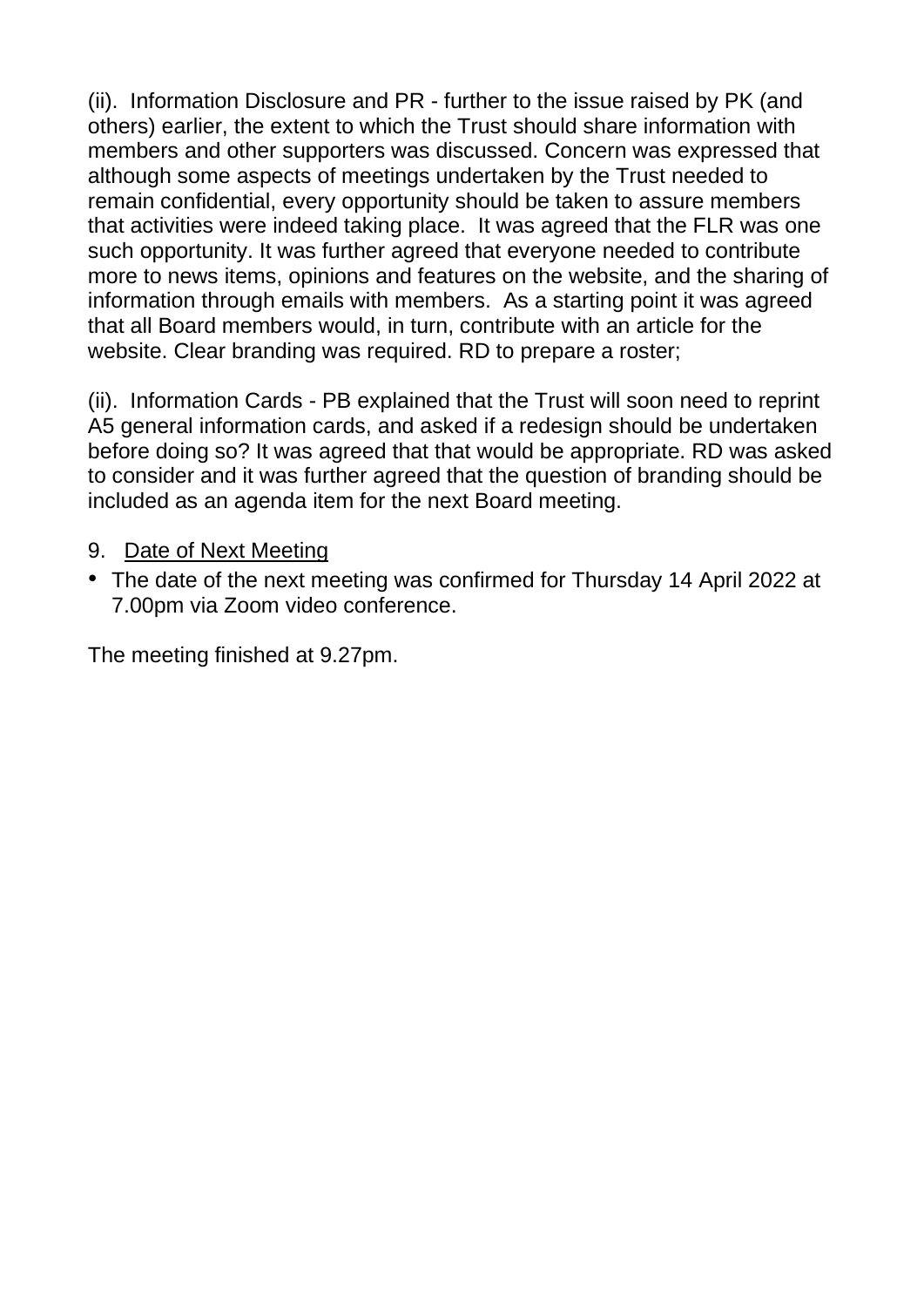(ii). Information Disclosure and PR - further to the issue raised by PK (and others) earlier, the extent to which the Trust should share information with members and other supporters was discussed. Concern was expressed that although some aspects of meetings undertaken by the Trust needed to remain confidential, every opportunity should be taken to assure members that activities were indeed taking place. It was agreed that the FLR was one such opportunity. It was further agreed that everyone needed to contribute more to news items, opinions and features on the website, and the sharing of information through emails with members. As a starting point it was agreed that all Board members would, in turn, contribute with an article for the website. Clear branding was required. RD to prepare a roster;

(ii). Information Cards - PB explained that the Trust will soon need to reprint A5 general information cards, and asked if a redesign should be undertaken before doing so? It was agreed that that would be appropriate. RD was asked to consider and it was further agreed that the question of branding should be included as an agenda item for the next Board meeting.

9. <u>Date of Next Meeting</u>

- The date of the next meeting was confirmed for Thursday 14 April 2022 at 7.00pm via Zoom video conference.

The meeting finished at 9.27pm.